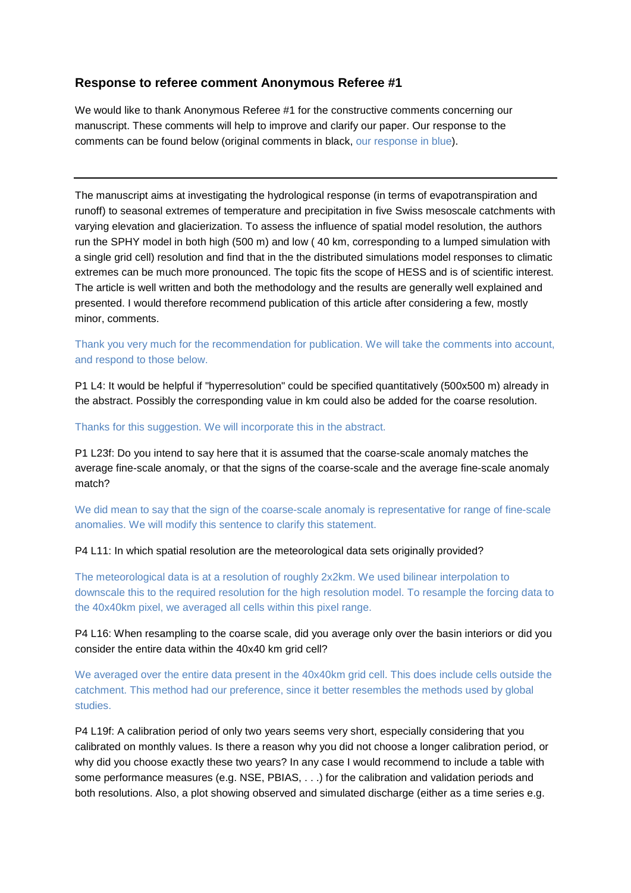## Response to referee comment Anonymous Referee #1

We would like to thank Anonymous Referee #1 for the constructive comments concerning our manuscript. These comments will help to improve and clarify our paper. Our response to the comments can be found below (original comments in black, our response in blue).

---

The manuscript aims at investigating the hydrological response (in terms of evapotranspiration and runoff) to seasonal extremes of temperature and precipitation in five Swiss mesoscale catchments with varying elevation and glacierization. To assess the influence of spatial model resolution, the authors run the SPHY model in both high (500 m) and low ( 40 km, corresponding to a lumped simulation with a single grid cell) resolution and find that in the the distributed simulations model responses to climatic extremes can be much more pronounced. The topic fits the scope of HESS and is of scientific interest. The article is well written and both the methodology and the results are generally well explained and presented. I would therefore recommend publication of this article after considering a few, mostly minor, comments.

Thank you very much for the recommendation for publication. We will take the comments into account, and respond to those below.

P1 L4: It would be helpful if "hyperresolution" could be specified quantitatively (500x500 m) already in the abstract. Possibly the corresponding value in km could also be added for the coarse resolution.

Thanks for this suggestion. We will incorporate this in the abstract.

P1 L23f: Do you intend to say here that it is assumed that the coarse-scale anomaly matches the average fine-scale anomaly, or that the signs of the coarse-scale and the average fine-scale anomaly match?

We did mean to say that the sign of the coarse-scale anomaly is representative for range of fine-scale anomalies. We will modify this sentence to clarify this statement.

P4 L11: In which spatial resolution are the meteorological data sets originally provided?

The meteorological data is at a resolution of roughly 2x2km. We used bilinear interpolation to downscale this to the required resolution for the high resolution model. To resample the forcing data to the 40x40km pixel, we averaged all cells within this pixel range.

P4 L16: When resampling to the coarse scale, did you average only over the basin interiors or did you consider the entire data within the 40x40 km grid cell?

We averaged over the entire data present in the 40x40km grid cell. This does include cells outside the catchment. This method had our preference, since it better resembles the methods used by global studies.

P4 L19f: A calibration period of only two years seems very short, especially considering that you calibrated on monthly values. Is there a reason why you did not choose a longer calibration period, or why did you choose exactly these two years? In any case I would recommend to include a table with some performance measures (e.g. NSE, PBIAS, . . .) for the calibration and validation periods and both resolutions. Also, a plot showing observed and simulated discharge (either as a time series e.g.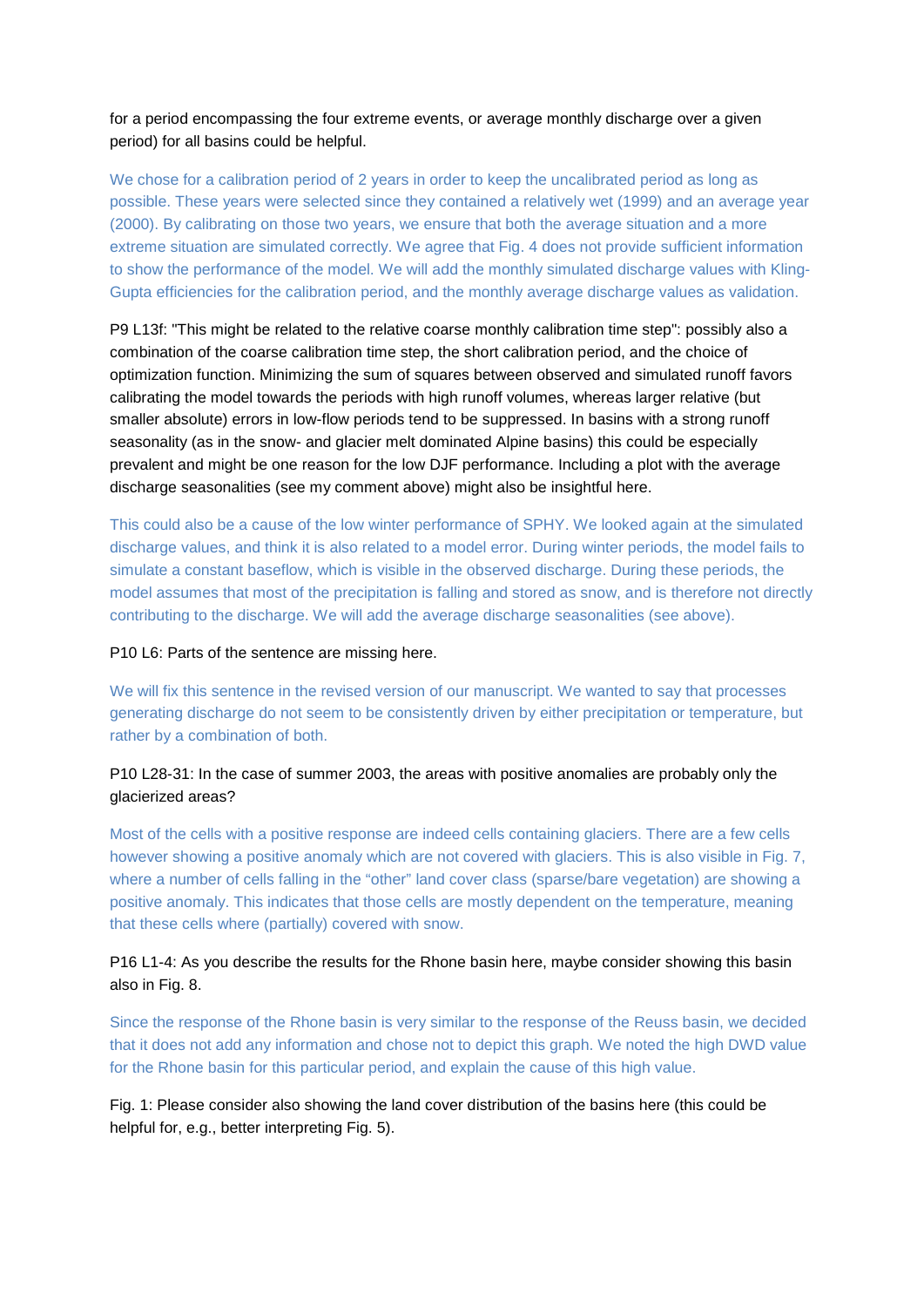for a period encompassing the four extreme events, or average monthly discharge over a given period) for all basins could be helpful.

We chose for a calibration period of 2 years in order to keep the uncalibrated period as long as possible. These years were selected since they contained a relatively wet (1999) and an average year (2000). By calibrating on those two years, we ensure that both the average situation and a more extreme situation are simulated correctly. We agree that Fig. 4 does not provide sufficient information to show the performance of the model. We will add the monthly simulated discharge values with Kling-Gupta efficiencies for the calibration period, and the monthly average discharge values as validation.

P9 L13f: "This might be related to the relative coarse monthly calibration time step": possibly also a combination of the coarse calibration time step, the short calibration period, and the choice of optimization function. Minimizing the sum of squares between observed and simulated runoff favors calibrating the model towards the periods with high runoff volumes, whereas larger relative (but smaller absolute) errors in low-flow periods tend to be suppressed. In basins with a strong runoff seasonality (as in the snow- and glacier melt dominated Alpine basins) this could be especially prevalent and might be one reason for the low DJF performance. Including a plot with the average discharge seasonalities (see my comment above) might also be insightful here.

This could also be a cause of the low winter performance of SPHY. We looked again at the simulated discharge values, and think it is also related to a model error. During winter periods, the model fails to simulate a constant baseflow, which is visible in the observed discharge. During these periods, the model assumes that most of the precipitation is falling and stored as snow, and is therefore not directly contributing to the discharge. We will add the average discharge seasonalities (see above).

P10 L6: Parts of the sentence are missing here.

We will fix this sentence in the revised version of our manuscript. We wanted to say that processes generating discharge do not seem to be consistently driven by either precipitation or temperature, but rather by a combination of both.

P10 L28-31: In the case of summer 2003, the areas with positive anomalies are probably only the glacierized areas?

Most of the cells with a positive response are indeed cells containing glaciers. There are a few cells however showing a positive anomaly which are not covered with glaciers. This is also visible in Fig. 7, where a number of cells falling in the “other” land cover class (sparse/bare vegetation) are showing a positive anomaly. This indicates that those cells are mostly dependent on the temperature, meaning that these cells where (partially) covered with snow.

P16 L1-4: As you describe the results for the Rhone basin here, maybe consider showing this basin also in Fig. 8.

Since the response of the Rhone basin is very similar to the response of the Reuss basin, we decided that it does not add any information and chose not to depict this graph. We noted the high DWD value for the Rhone basin for this particular period, and explain the cause of this high value.

Fig. 1: Please consider also showing the land cover distribution of the basins here (this could be helpful for, e.g., better interpreting Fig. 5).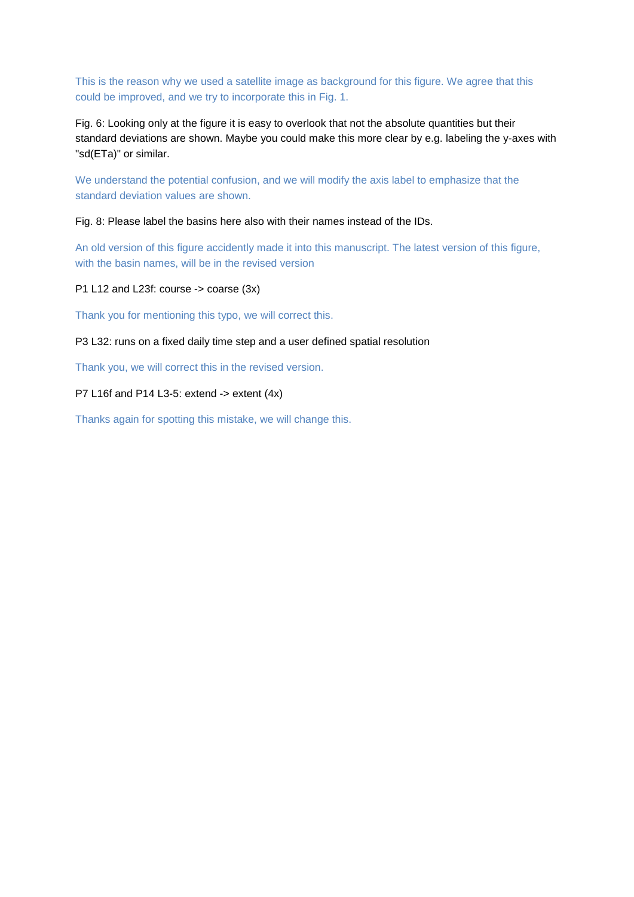This is the reason why we used a satellite image as background for this figure. We agree that this could be improved, and we try to incorporate this in Fig. 1.

Fig. 6: Looking only at the figure it is easy to overlook that not the absolute quantities but their standard deviations are shown. Maybe you could make this more clear by e.g. labeling the y-axes with "sd(ETa)" or similar.

We understand the potential confusion, and we will modify the axis label to emphasize that the standard deviation values are shown.

Fig. 8: Please label the basins here also with their names instead of the IDs.

An old version of this figure accidently made it into this manuscript. The latest version of this figure, with the basin names, will be in the revised version

P1 L12 and L23f: course -> coarse (3x)

Thank you for mentioning this typo, we will correct this.

P3 L32: runs on a fixed daily time step and a user defined spatial resolution

Thank you, we will correct this in the revised version.

P7 L16f and P14 L3-5: extend -> extent (4x)

Thanks again for spotting this mistake, we will change this.